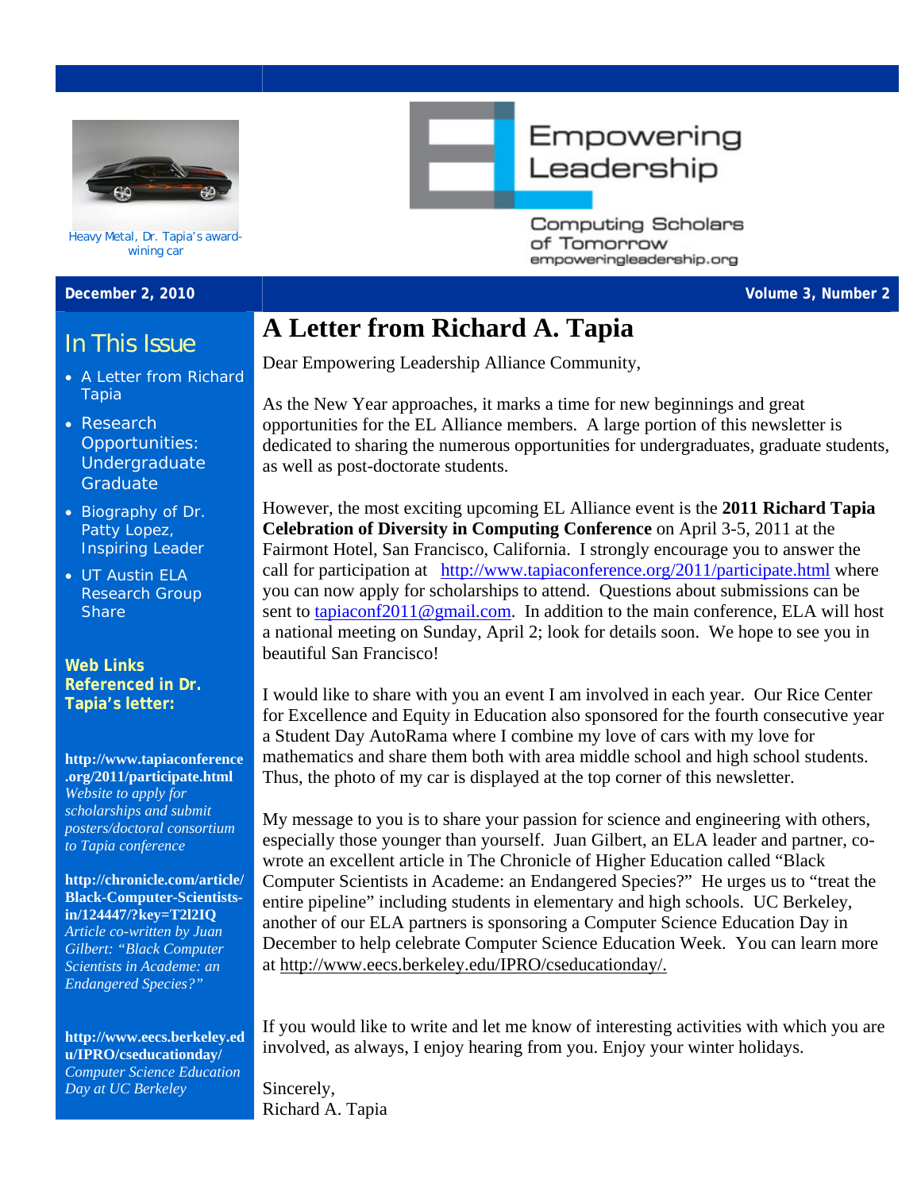Heavy Metal, Dr. Tapia's award-wining car

Empowering Leadership

Computing Scholars of Tomorrow
empoweringleadership.org

**December 2, 2010** **Volume 3, Number 2**

## In This Issue

- A Letter from Richard Tapia
- Research Opportunities: Undergraduate Graduate
- Biography of Dr. Patty Lopez, Inspiring Leader
- UT Austin ELA Research Group Share

**Web Links Referenced in Dr. Tapia's letter:**

**http://www.tapiaconference.org/2011/participate.html**
*Website to apply for scholarships and submit posters/doctoral consortium to Tapia conference*

**http://chronicle.com/article/Black-Computer-Scientists-in/124447/?key=T2l2IQ**
*Article co-written by Juan Gilbert: "Black Computer Scientists in Academe: an Endangered Species?"*

**http://www.eecs.berkeley.edu/IPRO/cseducationday/**
*Computer Science Education Day at UC Berkeley*

# A Letter from Richard A. Tapia

Dear Empowering Leadership Alliance Community,

As the New Year approaches, it marks a time for new beginnings and great opportunities for the EL Alliance members. A large portion of this newsletter is dedicated to sharing the numerous opportunities for undergraduates, graduate students, as well as post-doctorate students.

However, the most exciting upcoming EL Alliance event is the **2011 Richard Tapia Celebration of Diversity in Computing Conference** on April 3-5, 2011 at the Fairmont Hotel, San Francisco, California. I strongly encourage you to answer the call for participation at http://www.tapiaconference.org/2011/participate.html where you can now apply for scholarships to attend. Questions about submissions can be sent to tapiaconf2011@gmail.com. In addition to the main conference, ELA will host a national meeting on Sunday, April 2; look for details soon. We hope to see you in beautiful San Francisco!

I would like to share with you an event I am involved in each year. Our Rice Center for Excellence and Equity in Education also sponsored for the fourth consecutive year a Student Day AutoRama where I combine my love of cars with my love for mathematics and share them both with area middle school and high school students. Thus, the photo of my car is displayed at the top corner of this newsletter.

My message to you is to share your passion for science and engineering with others, especially those younger than yourself. Juan Gilbert, an ELA leader and partner, co-wrote an excellent article in The Chronicle of Higher Education called "Black Computer Scientists in Academe: an Endangered Species?" He urges us to "treat the entire pipeline" including students in elementary and high schools. UC Berkeley, another of our ELA partners is sponsoring a Computer Science Education Day in December to help celebrate Computer Science Education Week. You can learn more at http://www.eecs.berkeley.edu/IPRO/cseducationday/.

If you would like to write and let me know of interesting activities with which you are involved, as always, I enjoy hearing from you. Enjoy your winter holidays.

Sincerely,
Richard A. Tapia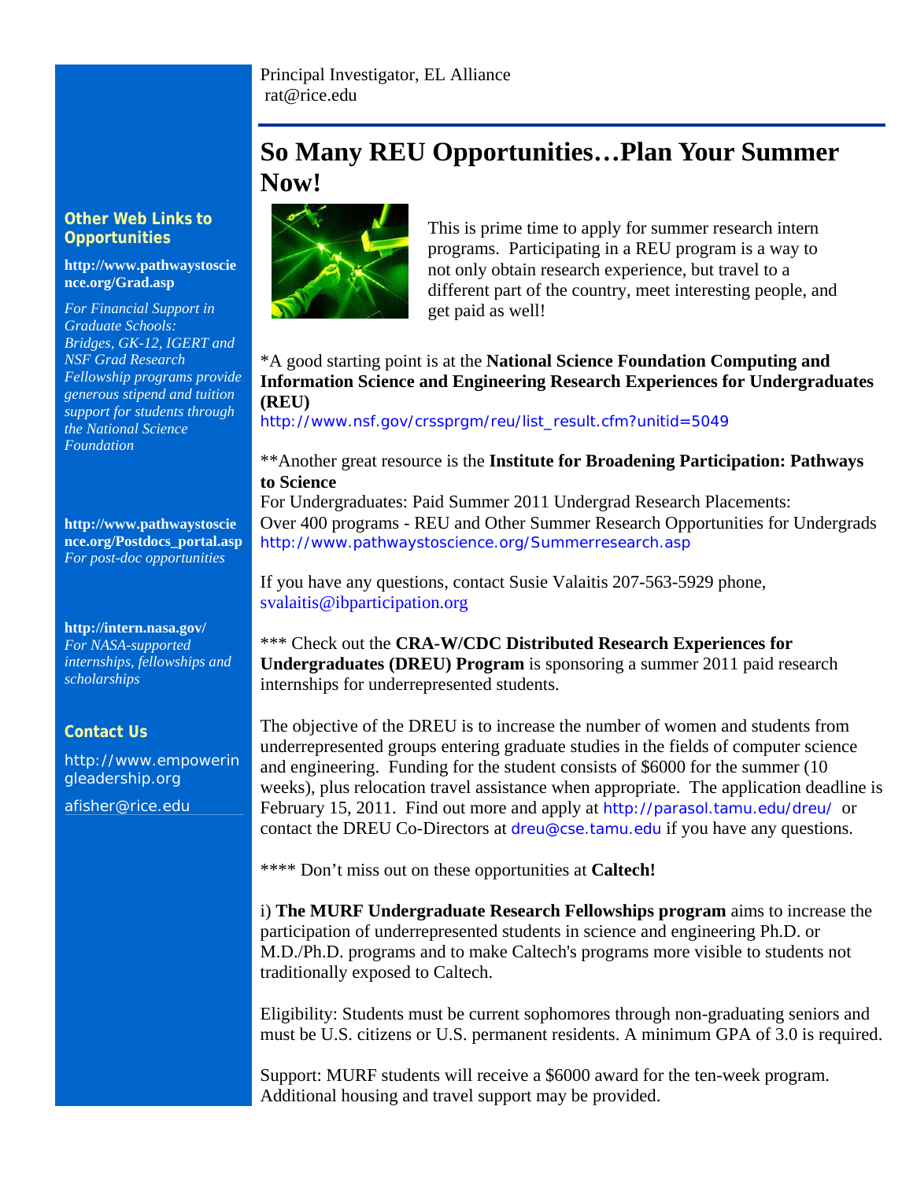Principal Investigator, EL Alliance
rat@rice.edu

## So Many REU Opportunities…Plan Your Summer Now!

This is prime time to apply for summer research intern programs. Participating in a REU program is a way to not only obtain research experience, but travel to a different part of the country, meet interesting people, and get paid as well!

*A good starting point is at the **National Science Foundation Computing and Information Science and Engineering Research Experiences for Undergraduates (REU)**
http://www.nsf.gov/crssprgm/reu/list_result.cfm?unitid=5049

**Another great resource is the **Institute for Broadening Participation: Pathways to Science**
For Undergraduates: Paid Summer 2011 Undergrad Research Placements:
Over 400 programs - REU and Other Summer Research Opportunities for Undergrads
http://www.pathwaystoscience.org/Summerresearch.asp

If you have any questions, contact Susie Valaitis 207-563-5929 phone, svalaitis@ibparticipation.org

*** Check out the **CRA-W/CDC Distributed Research Experiences for Undergraduates (DREU) Program** is sponsoring a summer 2011 paid research internships for underrepresented students.

The objective of the DREU is to increase the number of women and students from underrepresented groups entering graduate studies in the fields of computer science and engineering. Funding for the student consists of $6000 for the summer (10 weeks), plus relocation travel assistance when appropriate. The application deadline is February 15, 2011. Find out more and apply at http://parasol.tamu.edu/dreu/ or contact the DREU Co-Directors at dreu@cse.tamu.edu if you have any questions.

**** Don't miss out on these opportunities at **Caltech!**

i) **The MURF Undergraduate Research Fellowships program** aims to increase the participation of underrepresented students in science and engineering Ph.D. or M.D./Ph.D. programs and to make Caltech's programs more visible to students not traditionally exposed to Caltech.

Eligibility: Students must be current sophomores through non-graduating seniors and must be U.S. citizens or U.S. permanent residents. A minimum GPA of 3.0 is required.

Support: MURF students will receive a $6000 award for the ten-week program. Additional housing and travel support may be provided.

### Other Web Links to Opportunities

**http://www.pathwaystoscience.org/Grad.asp**
*For Financial Support in Graduate Schools: Bridges, GK-12, IGERT and NSF Grad Research Fellowship programs provide generous stipend and tuition support for students through the National Science Foundation*

**http://www.pathwaystoscience.org/Postdocs_portal.asp**
*For post-doc opportunities*

**http://intern.nasa.gov/**
*For NASA-supported internships, fellowships and scholarships*

### Contact Us

http://www.empoweringleadership.org

afisher@rice.edu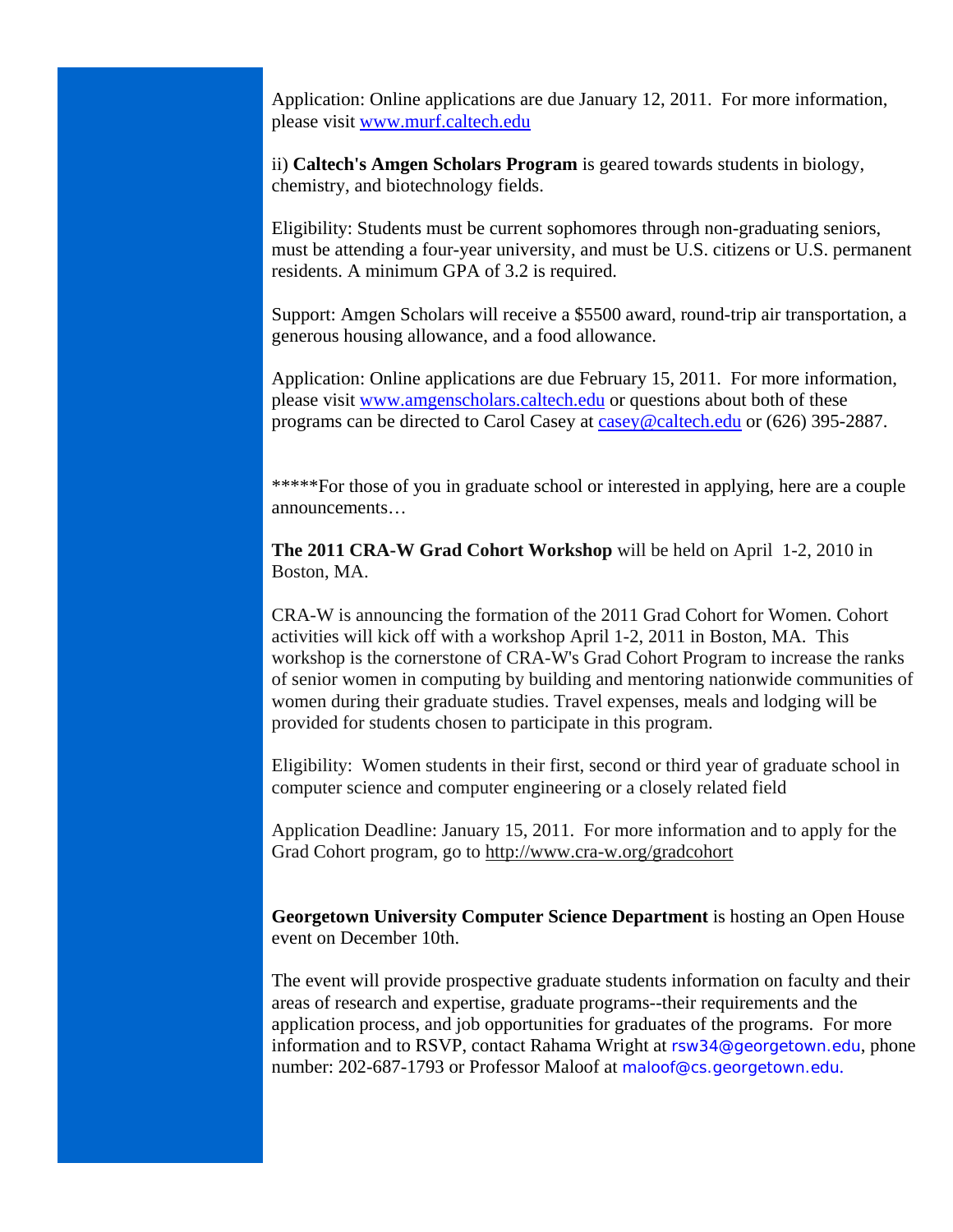Application: Online applications are due January 12, 2011. For more information, please visit www.murf.caltech.edu

ii) **Caltech's Amgen Scholars Program** is geared towards students in biology, chemistry, and biotechnology fields.

Eligibility: Students must be current sophomores through non-graduating seniors, must be attending a four-year university, and must be U.S. citizens or U.S. permanent residents. A minimum GPA of 3.2 is required.

Support: Amgen Scholars will receive a $5500 award, round-trip air transportation, a generous housing allowance, and a food allowance.

Application: Online applications are due February 15, 2011. For more information, please visit www.amgenscholars.caltech.edu or questions about both of these programs can be directed to Carol Casey at casey@caltech.edu or (626) 395-2887.

*****For those of you in graduate school or interested in applying, here are a couple announcements…

**The 2011 CRA-W Grad Cohort Workshop** will be held on April 1-2, 2010 in Boston, MA.

CRA-W is announcing the formation of the 2011 Grad Cohort for Women. Cohort activities will kick off with a workshop April 1-2, 2011 in Boston, MA. This workshop is the cornerstone of CRA-W's Grad Cohort Program to increase the ranks of senior women in computing by building and mentoring nationwide communities of women during their graduate studies. Travel expenses, meals and lodging will be provided for students chosen to participate in this program.

Eligibility: Women students in their first, second or third year of graduate school in computer science and computer engineering or a closely related field

Application Deadline: January 15, 2011. For more information and to apply for the Grad Cohort program, go to http://www.cra-w.org/gradcohort

**Georgetown University Computer Science Department** is hosting an Open House event on December 10th.

The event will provide prospective graduate students information on faculty and their areas of research and expertise, graduate programs--their requirements and the application process, and job opportunities for graduates of the programs. For more information and to RSVP, contact Rahama Wright at rsw34@georgetown.edu, phone number: 202-687-1793 or Professor Maloof at maloof@cs.georgetown.edu.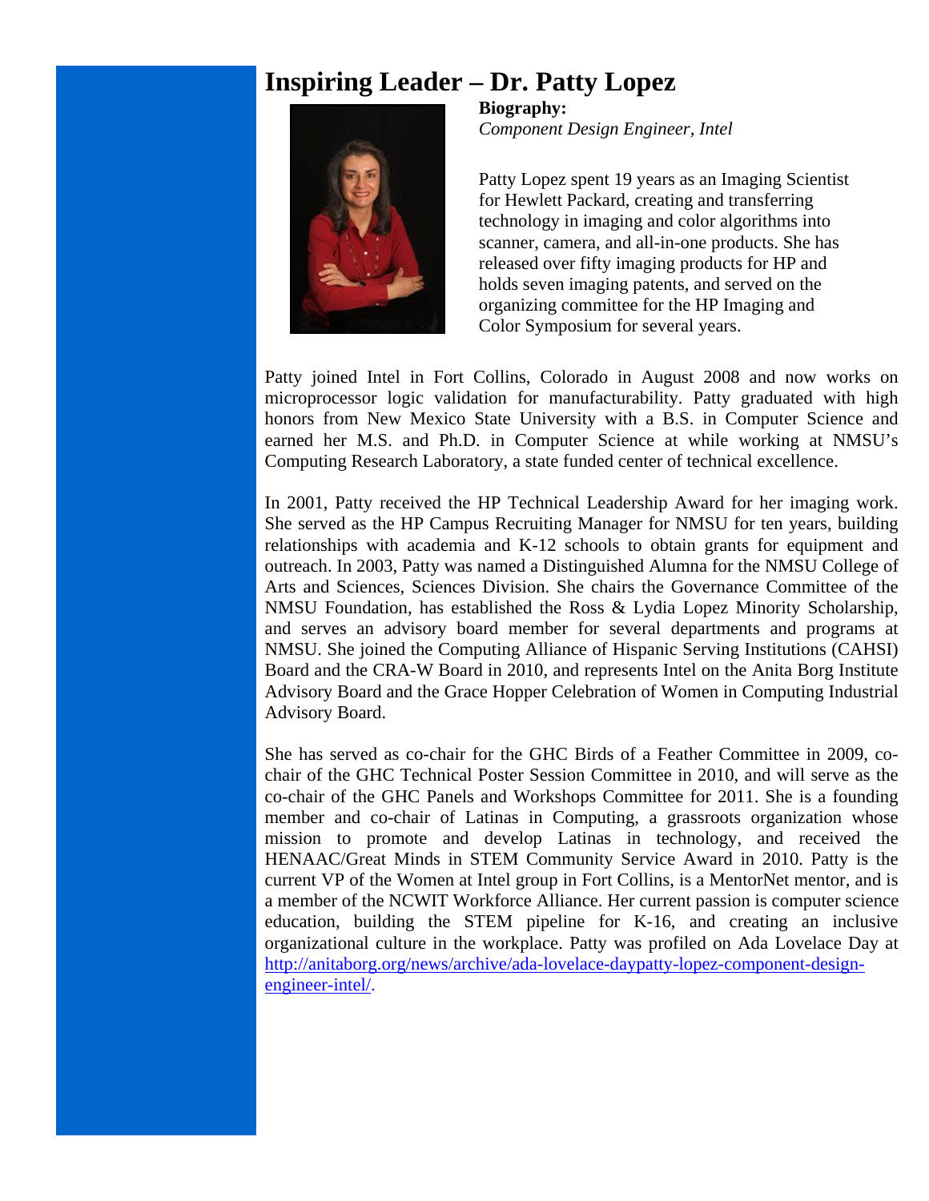# Inspiring Leader – Dr. Patty Lopez

**Biography:**

*Component Design Engineer, Intel*

Patty Lopez spent 19 years as an Imaging Scientist for Hewlett Packard, creating and transferring technology in imaging and color algorithms into scanner, camera, and all-in-one products. She has released over fifty imaging products for HP and holds seven imaging patents, and served on the organizing committee for the HP Imaging and Color Symposium for several years.

Patty joined Intel in Fort Collins, Colorado in August 2008 and now works on microprocessor logic validation for manufacturability. Patty graduated with high honors from New Mexico State University with a B.S. in Computer Science and earned her M.S. and Ph.D. in Computer Science at while working at NMSU's Computing Research Laboratory, a state funded center of technical excellence.

In 2001, Patty received the HP Technical Leadership Award for her imaging work. She served as the HP Campus Recruiting Manager for NMSU for ten years, building relationships with academia and K-12 schools to obtain grants for equipment and outreach. In 2003, Patty was named a Distinguished Alumna for the NMSU College of Arts and Sciences, Sciences Division. She chairs the Governance Committee of the NMSU Foundation, has established the Ross & Lydia Lopez Minority Scholarship, and serves an advisory board member for several departments and programs at NMSU. She joined the Computing Alliance of Hispanic Serving Institutions (CAHSI) Board and the CRA-W Board in 2010, and represents Intel on the Anita Borg Institute Advisory Board and the Grace Hopper Celebration of Women in Computing Industrial Advisory Board.

She has served as co-chair for the GHC Birds of a Feather Committee in 2009, co-chair of the GHC Technical Poster Session Committee in 2010, and will serve as the co-chair of the GHC Panels and Workshops Committee for 2011. She is a founding member and co-chair of Latinas in Computing, a grassroots organization whose mission to promote and develop Latinas in technology, and received the HENAAC/Great Minds in STEM Community Service Award in 2010. Patty is the current VP of the Women at Intel group in Fort Collins, is a MentorNet mentor, and is a member of the NCWIT Workforce Alliance. Her current passion is computer science education, building the STEM pipeline for K-16, and creating an inclusive organizational culture in the workplace. Patty was profiled on Ada Lovelace Day at [http://anitaborg.org/news/archive/ada-lovelace-daypatty-lopez-component-design-engineer-intel/](http://anitaborg.org/news/archive/ada-lovelace-daypatty-lopez-component-design-engineer-intel/).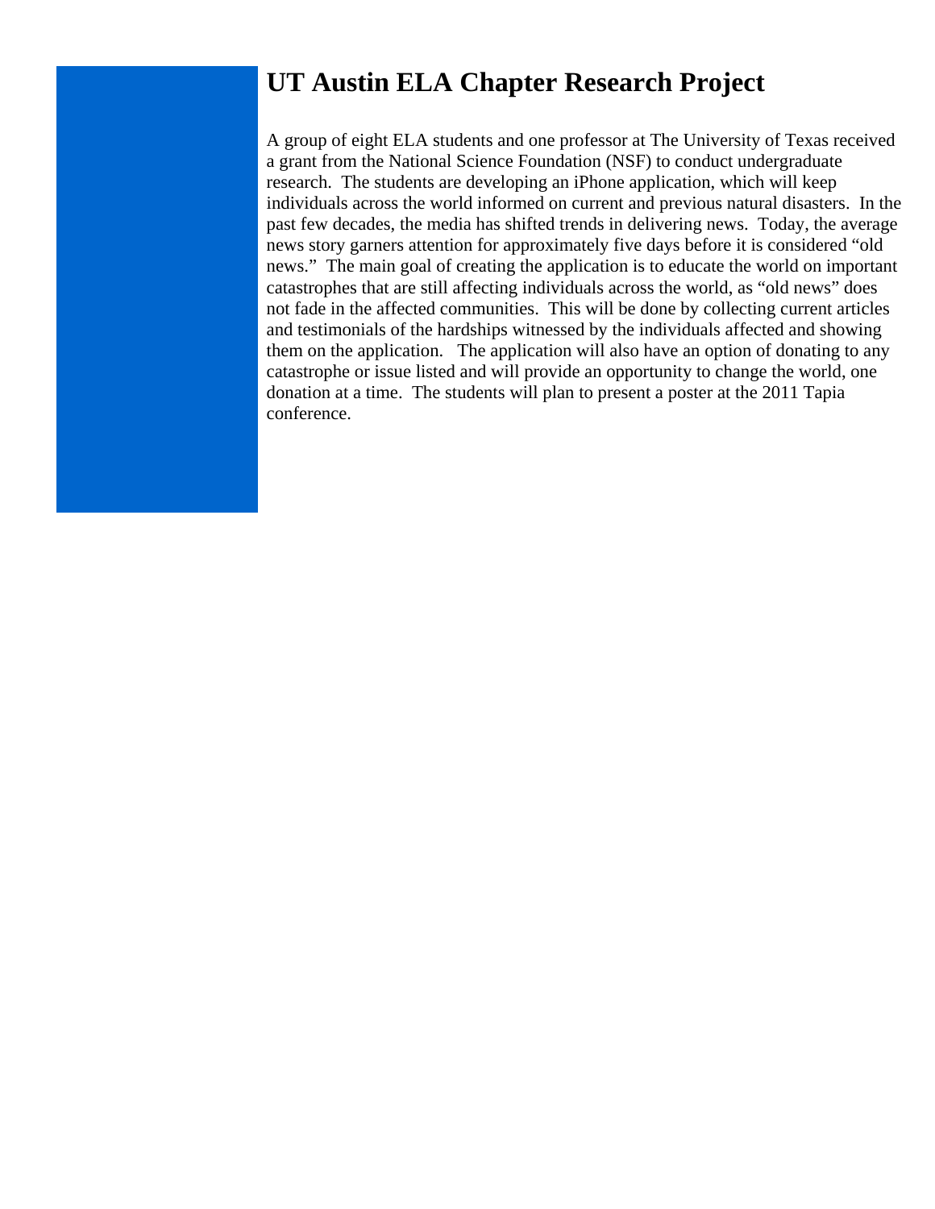# UT Austin ELA Chapter Research Project

A group of eight ELA students and one professor at The University of Texas received a grant from the National Science Foundation (NSF) to conduct undergraduate research. The students are developing an iPhone application, which will keep individuals across the world informed on current and previous natural disasters. In the past few decades, the media has shifted trends in delivering news. Today, the average news story garners attention for approximately five days before it is considered "old news." The main goal of creating the application is to educate the world on important catastrophes that are still affecting individuals across the world, as "old news" does not fade in the affected communities. This will be done by collecting current articles and testimonials of the hardships witnessed by the individuals affected and showing them on the application. The application will also have an option of donating to any catastrophe or issue listed and will provide an opportunity to change the world, one donation at a time. The students will plan to present a poster at the 2011 Tapia conference.